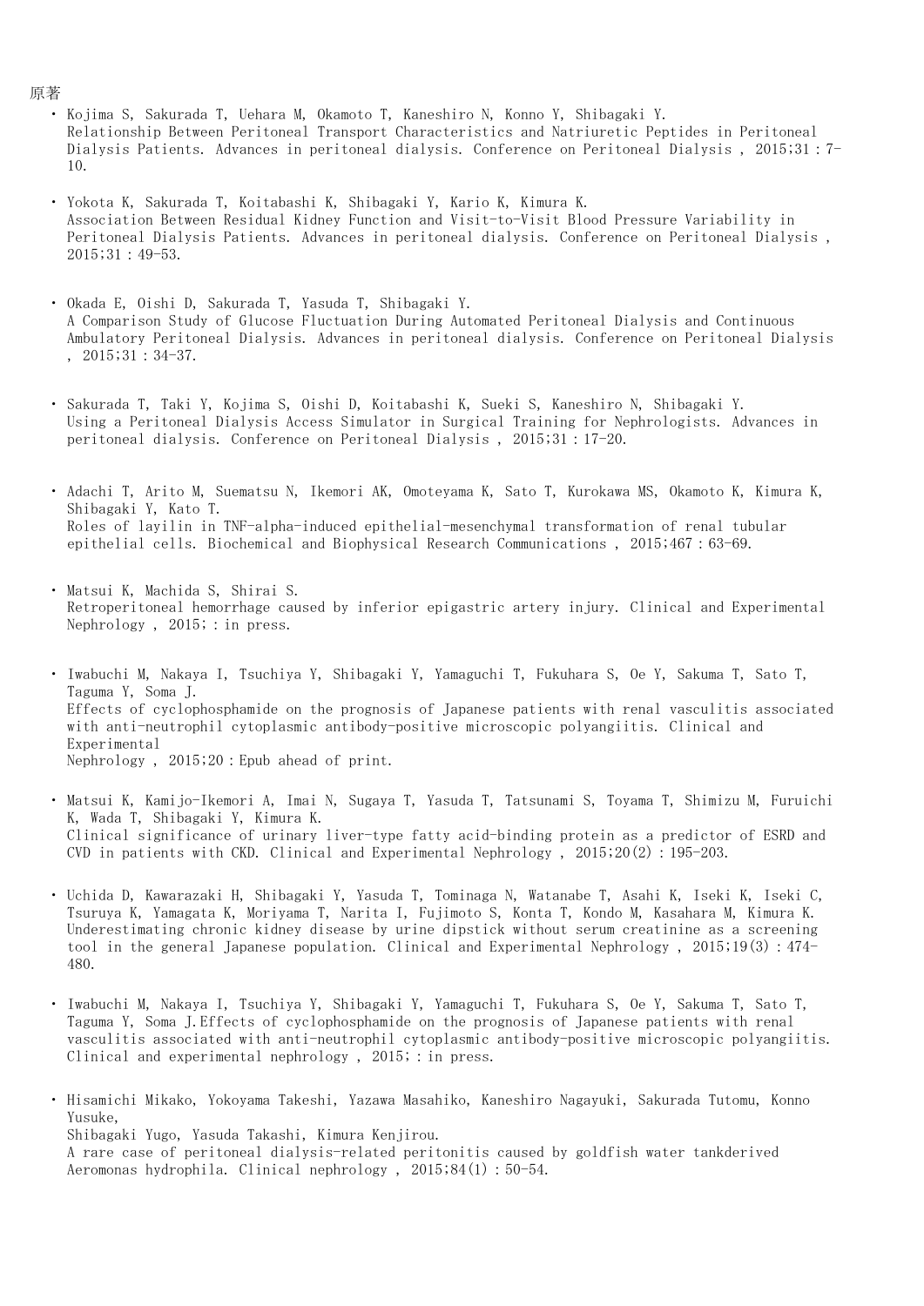原著

- Kojima S, Sakurada T, Uehara M, Okamoto T, Kaneshiro N, Konno Y, Shibagaki Y.
  Relationship Between Peritoneal Transport Characteristics and Natriuretic Peptides in Peritoneal Dialysis Patients. Advances in peritoneal dialysis. Conference on Peritoneal Dialysis , 2015;31 : 7-10.

- Yokota K, Sakurada T, Koitabashi K, Shibagaki Y, Kario K, Kimura K.
  Association Between Residual Kidney Function and Visit-to-Visit Blood Pressure Variability in Peritoneal Dialysis Patients. Advances in peritoneal dialysis. Conference on Peritoneal Dialysis , 2015;31 : 49-53.

- Okada E, Oishi D, Sakurada T, Yasuda T, Shibagaki Y.
  A Comparison Study of Glucose Fluctuation During Automated Peritoneal Dialysis and Continuous Ambulatory Peritoneal Dialysis. Advances in peritoneal dialysis. Conference on Peritoneal Dialysis , 2015;31 : 34-37.

- Sakurada T, Taki Y, Kojima S, Oishi D, Koitabashi K, Sueki S, Kaneshiro N, Shibagaki Y.
  Using a Peritoneal Dialysis Access Simulator in Surgical Training for Nephrologists. Advances in peritoneal dialysis. Conference on Peritoneal Dialysis , 2015;31 : 17-20.

- Adachi T, Arito M, Suematsu N, Ikemori AK, Omoteyama K, Sato T, Kurokawa MS, Okamoto K, Kimura K, Shibagaki Y, Kato T.
  Roles of layilin in TNF-alpha-induced epithelial-mesenchymal transformation of renal tubular epithelial cells. Biochemical and Biophysical Research Communications , 2015;467 : 63-69.

- Matsui K, Machida S, Shirai S.
  Retroperitoneal hemorrhage caused by inferior epigastric artery injury. Clinical and Experimental Nephrology , 2015; : in press.

- Iwabuchi M, Nakaya I, Tsuchiya Y, Shibagaki Y, Yamaguchi T, Fukuhara S, Oe Y, Sakuma T, Sato T, Taguma Y, Soma J.
  Effects of cyclophosphamide on the prognosis of Japanese patients with renal vasculitis associated with anti-neutrophil cytoplasmic antibody-positive microscopic polyangiitis. Clinical and Experimental
  Nephrology , 2015;20 : Epub ahead of print.

- Matsui K, Kamijo-Ikemori A, Imai N, Sugaya T, Yasuda T, Tatsunami S, Toyama T, Shimizu M, Furuichi K, Wada T, Shibagaki Y, Kimura K.
  Clinical significance of urinary liver-type fatty acid-binding protein as a predictor of ESRD and CVD in patients with CKD. Clinical and Experimental Nephrology , 2015;20(2) : 195-203.

- Uchida D, Kawarazaki H, Shibagaki Y, Yasuda T, Tominaga N, Watanabe T, Asahi K, Iseki K, Iseki C, Tsuruya K, Yamagata K, Moriyama T, Narita I, Fujimoto S, Konta T, Kondo M, Kasahara M, Kimura K.
  Underestimating chronic kidney disease by urine dipstick without serum creatinine as a screening tool in the general Japanese population. Clinical and Experimental Nephrology , 2015;19(3) : 474-480.

- Iwabuchi M, Nakaya I, Tsuchiya Y, Shibagaki Y, Yamaguchi T, Fukuhara S, Oe Y, Sakuma T, Sato T, Taguma Y, Soma J.Effects of cyclophosphamide on the prognosis of Japanese patients with renal vasculitis associated with anti-neutrophil cytoplasmic antibody-positive microscopic polyangiitis. Clinical and experimental nephrology , 2015; : in press.

- Hisamichi Mikako, Yokoyama Takeshi, Yazawa Masahiko, Kaneshiro Nagayuki, Sakurada Tutomu, Konno Yusuke,
  Shibagaki Yugo, Yasuda Takashi, Kimura Kenjirou.
  A rare case of peritoneal dialysis-related peritonitis caused by goldfish water tankderived Aeromonas hydrophila. Clinical nephrology , 2015;84(1) : 50-54.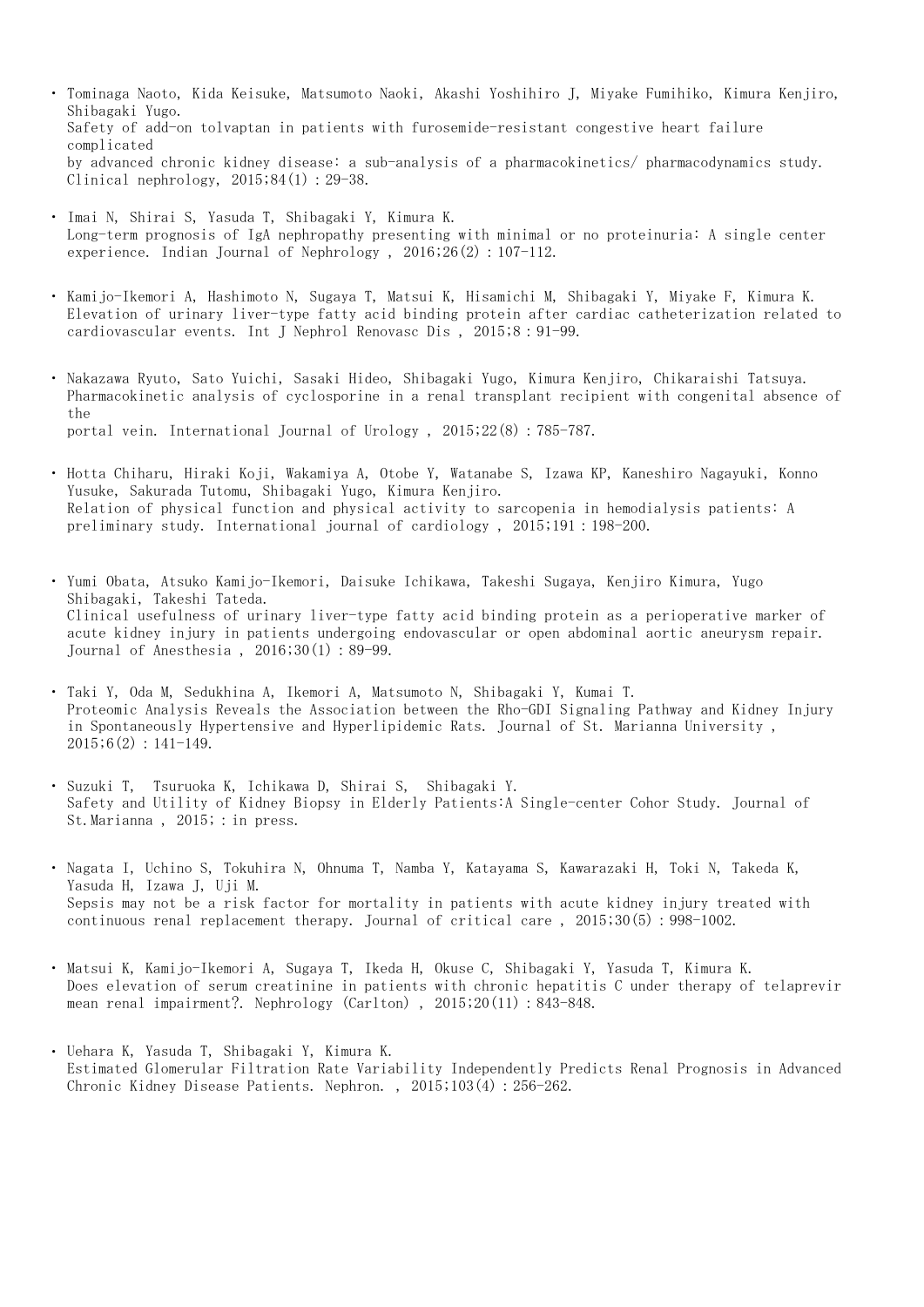- Tominaga Naoto, Kida Keisuke, Matsumoto Naoki, Akashi Yoshihiro J, Miyake Fumihiko, Kimura Kenjiro, Shibagaki Yugo.
  Safety of add-on tolvaptan in patients with furosemide-resistant congestive heart failure complicated
  by advanced chronic kidney disease: a sub-analysis of a pharmacokinetics/ pharmacodynamics study. Clinical nephrology, 2015;84(1)：29-38.

- Imai N, Shirai S, Yasuda T, Shibagaki Y, Kimura K.
  Long-term prognosis of IgA nephropathy presenting with minimal or no proteinuria: A single center experience. Indian Journal of Nephrology , 2016;26(2)：107-112.

- Kamijo-Ikemori A, Hashimoto N, Sugaya T, Matsui K, Hisamichi M, Shibagaki Y, Miyake F, Kimura K.
  Elevation of urinary liver-type fatty acid binding protein after cardiac catheterization related to cardiovascular events. Int J Nephrol Renovasc Dis , 2015;8：91-99.

- Nakazawa Ryuto, Sato Yuichi, Sasaki Hideo, Shibagaki Yugo, Kimura Kenjiro, Chikaraishi Tatsuya.
  Pharmacokinetic analysis of cyclosporine in a renal transplant recipient with congenital absence of the
  portal vein. International Journal of Urology , 2015;22(8)：785-787.

- Hotta Chiharu, Hiraki Koji, Wakamiya A, Otobe Y, Watanabe S, Izawa KP, Kaneshiro Nagayuki, Konno Yusuke, Sakurada Tutomu, Shibagaki Yugo, Kimura Kenjiro.
  Relation of physical function and physical activity to sarcopenia in hemodialysis patients: A preliminary study. International journal of cardiology , 2015;191：198-200.

- Yumi Obata, Atsuko Kamijo-Ikemori, Daisuke Ichikawa, Takeshi Sugaya, Kenjiro Kimura, Yugo Shibagaki, Takeshi Tateda.
  Clinical usefulness of urinary liver-type fatty acid binding protein as a perioperative marker of acute kidney injury in patients undergoing endovascular or open abdominal aortic aneurysm repair. Journal of Anesthesia , 2016;30(1)：89-99.

- Taki Y, Oda M, Sedukhina A, Ikemori A, Matsumoto N, Shibagaki Y, Kumai T.
  Proteomic Analysis Reveals the Association between the Rho-GDI Signaling Pathway and Kidney Injury in Spontaneously Hypertensive and Hyperlipidemic Rats. Journal of St. Marianna University , 2015;6(2)：141-149.

- Suzuki T, Tsuruoka K, Ichikawa D, Shirai S, Shibagaki Y.
  Safety and Utility of Kidney Biopsy in Elderly Patients:A Single-center Cohor Study. Journal of St.Marianna , 2015;：in press.

- Nagata I, Uchino S, Tokuhira N, Ohnuma T, Namba Y, Katayama S, Kawarazaki H, Toki N, Takeda K, Yasuda H, Izawa J, Uji M.
  Sepsis may not be a risk factor for mortality in patients with acute kidney injury treated with continuous renal replacement therapy. Journal of critical care , 2015;30(5)：998-1002.

- Matsui K, Kamijo-Ikemori A, Sugaya T, Ikeda H, Okuse C, Shibagaki Y, Yasuda T, Kimura K.
  Does elevation of serum creatinine in patients with chronic hepatitis C under therapy of telaprevir mean renal impairment?. Nephrology (Carlton) , 2015;20(11)：843-848.

- Uehara K, Yasuda T, Shibagaki Y, Kimura K.
  Estimated Glomerular Filtration Rate Variability Independently Predicts Renal Prognosis in Advanced Chronic Kidney Disease Patients. Nephron. , 2015;103(4)：256-262.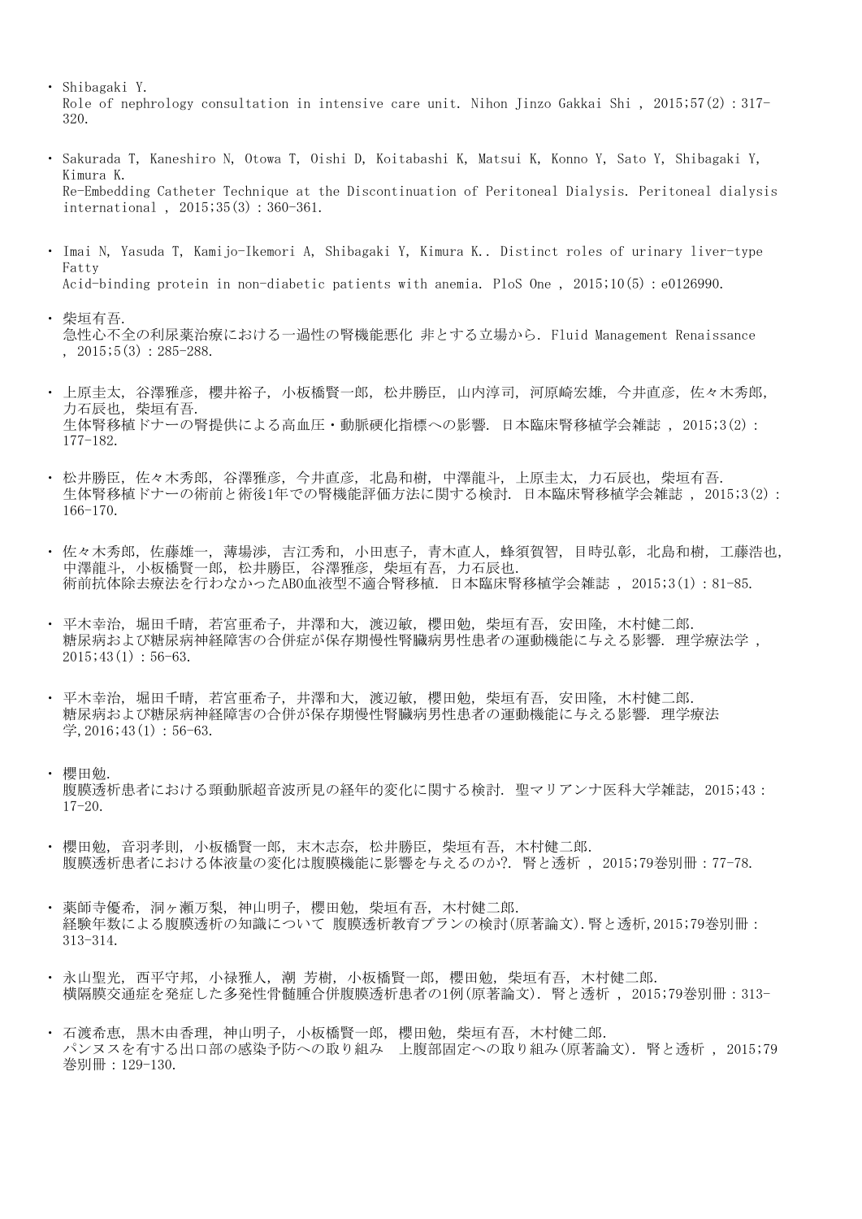- Shibagaki Y.
  Role of nephrology consultation in intensive care unit. Nihon Jinzo Gakkai Shi , 2015;57(2) : 317-320.

- Sakurada T, Kaneshiro N, Otowa T, Oishi D, Koitabashi K, Matsui K, Konno Y, Sato Y, Shibagaki Y, Kimura K.
  Re-Embedding Catheter Technique at the Discontinuation of Peritoneal Dialysis. Peritoneal dialysis international , 2015;35(3) : 360-361.

- Imai N, Yasuda T, Kamijo-Ikemori A, Shibagaki Y, Kimura K.. Distinct roles of urinary liver-type Fatty
  Acid-binding protein in non-diabetic patients with anemia. PloS One , 2015;10(5) : e0126990.

- 柴垣有吾.
  急性心不全の利尿薬治療における一過性の腎機能悪化 非とする立場から. Fluid Management Renaissance , 2015;5(3) : 285-288.

- 上原圭太, 谷澤雅彦, 櫻井裕子, 小板橋賢一郎, 松井勝臣, 山内淳司, 河原崎宏雄, 今井直彦, 佐々木秀郎, 力石辰也, 柴垣有吾.
  生体腎移植ドナーの腎提供による高血圧・動脈硬化指標への影響. 日本臨床腎移植学会雑誌 , 2015;3(2) : 177-182.

- 松井勝臣, 佐々木秀郎, 谷澤雅彦, 今井直彦, 北島和樹, 中澤龍斗, 上原圭太, 力石辰也, 柴垣有吾.
  生体腎移植ドナーの術前と術後1年での腎機能評価方法に関する検討. 日本臨床腎移植学会雑誌 , 2015;3(2) : 166-170.

- 佐々木秀郎, 佐藤雄一, 薄場渉, 吉江秀和, 小田恵子, 青木直人, 蜂須賀智, 目時弘彰, 北島和樹, 工藤浩也, 中澤龍斗, 小板橋賢一郎, 松井勝臣, 谷澤雅彦, 柴垣有吾, 力石辰也.
  術前抗体除去療法を行わなかったABO血液型不適合腎移植. 日本臨床腎移植学会雑誌 , 2015;3(1) : 81-85.

- 平木幸治, 堀田千晴, 若宮亜希子, 井澤和大, 渡辺敏, 櫻田勉, 柴垣有吾, 安田隆, 木村健二郎.
  糖尿病および糖尿病神経障害の合併症が保存期慢性腎臓病男性患者の運動機能に与える影響. 理学療法学 , 2015;43(1) : 56-63.

- 平木幸治, 堀田千晴, 若宮亜希子, 井澤和大, 渡辺敏, 櫻田勉, 柴垣有吾, 安田隆, 木村健二郎.
  糖尿病および糖尿病神経障害の合併が保存期慢性腎臓病男性患者の運動機能に与える影響. 理学療法学,2016;43(1) : 56-63.

- 櫻田勉.
  腹膜透析患者における頸動脈超音波所見の経年的変化に関する検討. 聖マリアンナ医科大学雑誌, 2015;43 : 17-20.

- 櫻田勉, 音羽孝則, 小板橋賢一郎, 末木志奈, 松井勝臣, 柴垣有吾, 木村健二郎.
  腹膜透析患者における体液量の変化は腹膜機能に影響を与えるのか?. 腎と透析 , 2015;79巻別冊 : 77-78.

- 薬師寺優希, 洞ヶ瀬万梨, 神山明子, 櫻田勉, 柴垣有吾, 木村健二郎.
  経験年数による腹膜透析の知識について 腹膜透析教育プランの検討(原著論文).腎と透析,2015;79巻別冊 : 313-314.

- 永山聖光, 西平守邦, 小禄雅人, 潮 芳樹, 小板橋賢一郎, 櫻田勉, 柴垣有吾, 木村健二郎.
  横隔膜交通症を発症した多発性骨髄腫合併腹膜透析患者の1例(原著論文). 腎と透析 , 2015;79巻別冊 : 313-

- 石渡希恵, 黒木由香理, 神山明子, 小板橋賢一郎, 櫻田勉, 柴垣有吾, 木村健二郎.
  パンヌスを有する出口部の感染予防への取り組み 上腹部固定への取り組み(原著論文). 腎と透析 , 2015;79巻別冊 : 129-130.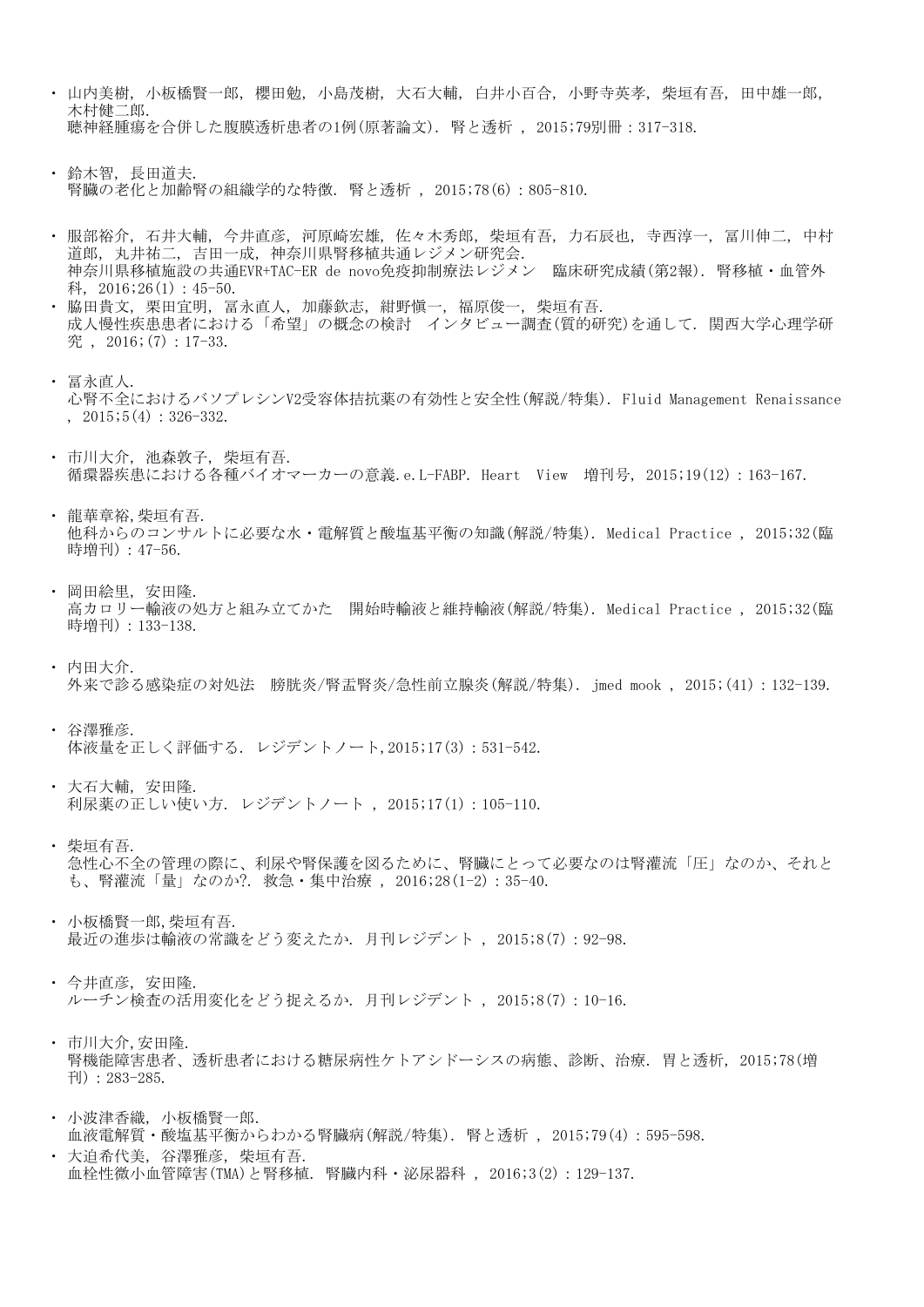- 山内美樹, 小板橋賢一郎, 櫻田勉, 小島茂樹, 大石大輔, 白井小百合, 小野寺英孝, 柴垣有吾, 田中雄一郎, 木村健二郎.
  聴神経腫瘍を合併した腹膜透析患者の1例(原著論文). 腎と透析 , 2015;79別冊 : 317-318.

- 鈴木智, 長田道夫.
  腎臓の老化と加齢腎の組織学的な特徴. 腎と透析 , 2015;78(6) : 805-810.

- 服部裕介, 石井大輔, 今井直彦, 河原崎宏雄, 佐々木秀郎, 柴垣有吾, 力石辰也, 寺西淳一, 冨川伸二, 中村道郎, 丸井祐二, 吉田一成, 神奈川県腎移植共通レジメン研究会.
  神奈川県移植施設の共通EVR+TAC-ER de novo免疫抑制療法レジメン　臨床研究成績(第2報). 腎移植・血管外科, 2016;26(1) : 45-50.
- 脇田貴文, 栗田宜明, 冨永直人, 加藤欽志, 紺野愼一, 福原俊一, 柴垣有吾.
  成人慢性疾患患者における「希望」の概念の検討　インタビュー調査(質的研究)を通して. 関西大学心理学研究 , 2016;(7) : 17-33.

- 冨永直人.
  心腎不全におけるバソプレシンV2受容体拮抗薬の有効性と安全性(解説/特集). Fluid Management Renaissance , 2015;5(4) : 326-332.

- 市川大介, 池森敦子, 柴垣有吾.
  循環器疾患における各種バイオマーカーの意義.e.L-FABP. Heart　View　増刊号, 2015;19(12) : 163-167.

- 龍華章裕,柴垣有吾.
  他科からのコンサルトに必要な水・電解質と酸塩基平衡の知識(解説/特集). Medical Practice , 2015;32(臨時増刊) : 47-56.

- 岡田絵里, 安田隆.
  高カロリー輸液の処方と組み立てかた　開始時輸液と維持輸液(解説/特集). Medical Practice , 2015;32(臨時増刊) : 133-138.

- 内田大介.
  外来で診る感染症の対処法　膀胱炎/腎盂腎炎/急性前立腺炎(解説/特集). jmed mook , 2015;(41) : 132-139.

- 谷澤雅彦.
  体液量を正しく評価する. レジデントノート,2015;17(3) : 531-542.

- 大石大輔, 安田隆.
  利尿薬の正しい使い方. レジデントノート , 2015;17(1) : 105-110.

- 柴垣有吾.
  急性心不全の管理の際に、利尿や腎保護を図るために、腎臓にとって必要なのは腎灌流「圧」なのか、それとも、腎灌流「量」なのか?. 救急・集中治療 , 2016;28(1-2) : 35-40.

- 小板橋賢一郎,柴垣有吾.
  最近の進歩は輸液の常識をどう変えたか. 月刊レジデント , 2015;8(7) : 92-98.

- 今井直彦, 安田隆.
  ルーチン検査の活用変化をどう捉えるか. 月刊レジデント , 2015;8(7) : 10-16.

- 市川大介,安田隆.
  腎機能障害患者、透析患者における糖尿病性ケトアシドーシスの病態、診断、治療. 胃と透析, 2015;78(増刊) : 283-285.

- 小波津香織, 小板橋賢一郎.
  血液電解質・酸塩基平衡からわかる腎臓病(解説/特集). 腎と透析 , 2015;79(4) : 595-598.
- 大迫希代美, 谷澤雅彦, 柴垣有吾.
  血栓性微小血管障害(TMA)と腎移植. 腎臓内科・泌尿器科 , 2016;3(2) : 129-137.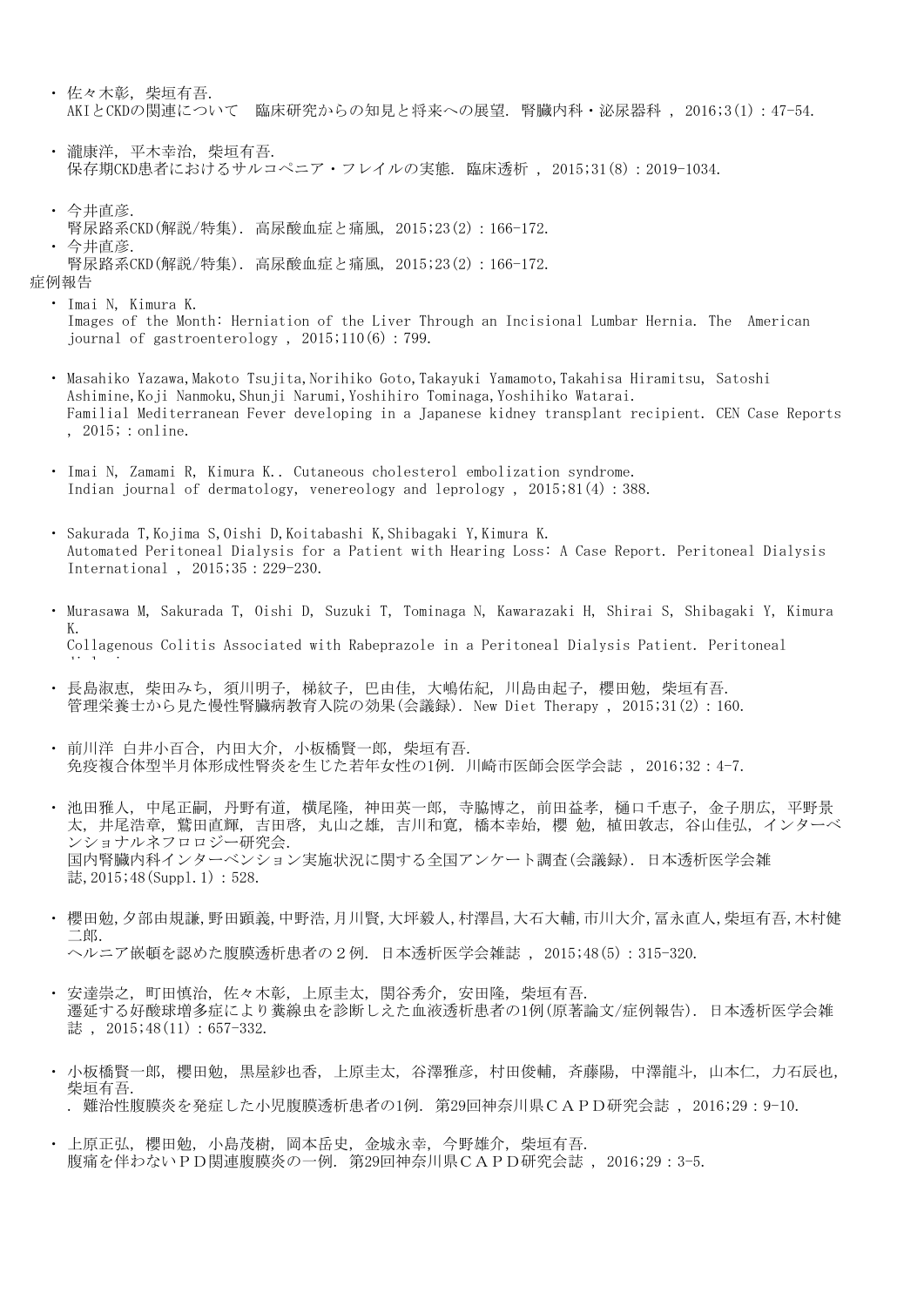- 佐々木彰, 柴垣有吾.
  AKIとCKDの関連について　臨床研究からの知見と将来への展望. 腎臓内科・泌尿器科 , 2016;3(1) : 47-54.

- 瀧康洋, 平木幸治, 柴垣有吾.
  保存期CKD患者におけるサルコペニア・フレイルの実態. 臨床透析 , 2015;31(8) : 2019-1034.

- 今井直彦.
  腎尿路系CKD(解説/特集). 高尿酸血症と痛風, 2015;23(2) : 166-172.
- 今井直彦.
  腎尿路系CKD(解説/特集). 高尿酸血症と痛風, 2015;23(2) : 166-172.

症例報告

- Imai N, Kimura K.
  Images of the Month: Herniation of the Liver Through an Incisional Lumbar Hernia. The American journal of gastroenterology , 2015;110(6) : 799.

- Masahiko Yazawa,Makoto Tsujita,Norihiko Goto,Takayuki Yamamoto,Takahisa Hiramitsu, Satoshi Ashimine,Koji Nanmoku,Shunji Narumi,Yoshihiro Tominaga,Yoshihiko Watarai.
  Familial Mediterranean Fever developing in a Japanese kidney transplant recipient. CEN Case Reports , 2015; : online.

- Imai N, Zamami R, Kimura K.. Cutaneous cholesterol embolization syndrome.
  Indian journal of dermatology, venereology and leprology , 2015;81(4) : 388.

- Sakurada T,Kojima S,Oishi D,Koitabashi K,Shibagaki Y,Kimura K.
  Automated Peritoneal Dialysis for a Patient with Hearing Loss: A Case Report. Peritoneal Dialysis International , 2015;35 : 229-230.

- Murasawa M, Sakurada T, Oishi D, Suzuki T, Tominaga N, Kawarazaki H, Shirai S, Shibagaki Y, Kimura K.
  Collagenous Colitis Associated with Rabeprazole in a Peritoneal Dialysis Patient. Peritoneal Dialysis

- 長島淑恵, 柴田みち, 須川明子, 梯紋子, 巴由佳, 大嶋佑紀, 川島由起子, 櫻田勉, 柴垣有吾.
  管理栄養士から見た慢性腎臓病教育入院の効果(会議録). New Diet Therapy , 2015;31(2) : 160.

- 前川洋 白井小百合, 内田大介, 小板橋賢一郎, 柴垣有吾.
  免疫複合体型半月体形成性腎炎を生じた若年女性の1例. 川崎市医師会医学会誌 , 2016;32 : 4-7.

- 池田雅人, 中尾正嗣, 丹野有道, 横尾隆, 神田英一郎, 寺脇博之, 前田益孝, 樋口千恵子, 金子朋広, 平野景太, 井尾浩章, 鷲田直輝, 吉田啓, 丸山之雄, 吉川和寛, 橋本幸始, 櫻 勉, 植田敦志, 谷山佳弘, インターベンショナルネフロロジー研究会.
  国内腎臓内科インターベンション実施状況に関する全国アンケート調査(会議録). 日本透析医学会雑誌,2015;48(Suppl.1) : 528.

- 櫻田勉,夕部由規謙,野田顕義,中野浩,月川賢,大坪毅人,村澤昌,大石大輔,市川大介,冨永直人,柴垣有吾,木村健二郎.
  ヘルニア嵌頓を認めた腹膜透析患者の２例. 日本透析医学会雑誌 , 2015;48(5) : 315-320.

- 安達崇之, 町田慎治, 佐々木彰, 上原圭太, 関谷秀介, 安田隆, 柴垣有吾.
  遷延する好酸球増多症により糞線虫を診断しえた血液透析患者の1例(原著論文/症例報告). 日本透析医学会雑誌 , 2015;48(11) : 657-332.

- 小板橋賢一郎, 櫻田勉, 黒屋紗也香, 上原圭太, 谷澤雅彦, 村田俊輔, 斉藤陽, 中澤龍斗, 山本仁, 力石辰也, 柴垣有吾.
  . 難治性腹膜炎を発症した小児腹膜透析患者の1例. 第29回神奈川県ＣＡＰＤ研究会誌 , 2016;29 : 9-10.

- 上原正弘, 櫻田勉, 小島茂樹, 岡本岳史, 金城永幸, 今野雄介, 柴垣有吾.
  腹痛を伴わないＰＤ関連腹膜炎の一例. 第29回神奈川県ＣＡＰＤ研究会誌 , 2016;29 : 3-5.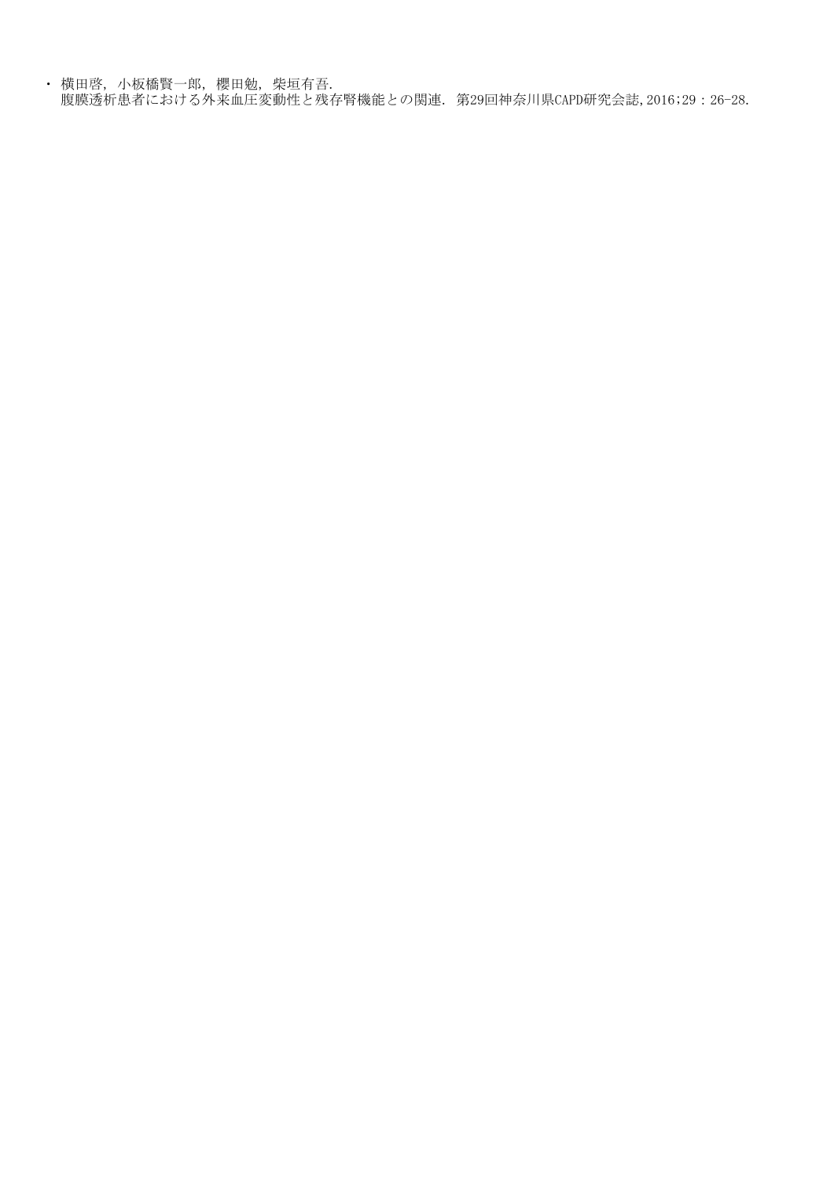- 横田啓, 小板橋賢一郎, 櫻田勉, 柴垣有吾.
  腹膜透析患者における外来血圧変動性と残存腎機能との関連. 第29回神奈川県CAPD研究会誌,2016;29：26-28.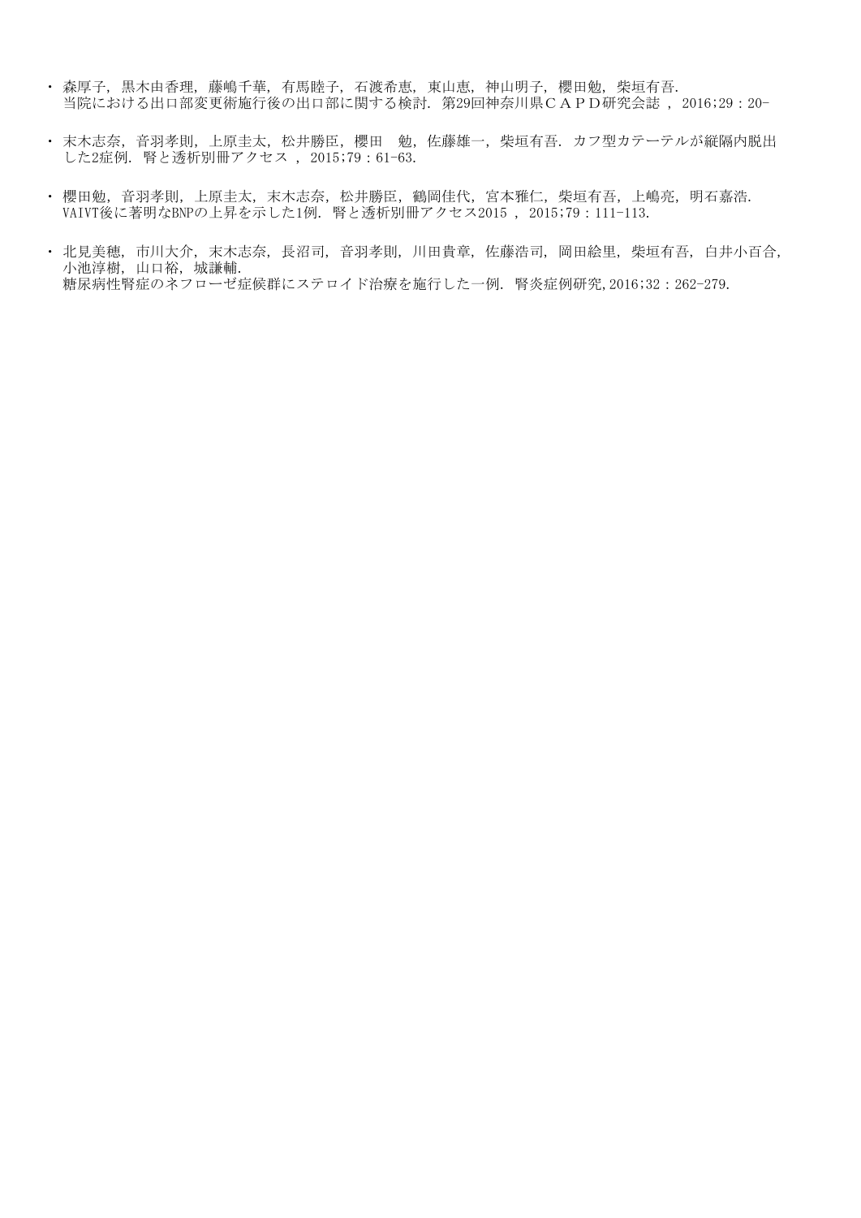- 森厚子，黒木由香理，藤嶋千華，有馬睦子，石渡希恵，東山恵，神山明子，櫻田勉，柴垣有吾.
  当院における出口部変更術施行後の出口部に関する検討．第29回神奈川県ＣＡＰＤ研究会誌 , 2016;29 : 20-

- 末木志奈，音羽孝則，上原圭太，松井勝臣，櫻田　勉，佐藤雄一，柴垣有吾．カフ型カテーテルが縦隔内脱出した2症例．腎と透析別冊アクセス , 2015;79 : 61-63.

- 櫻田勉，音羽孝則，上原圭太，末木志奈，松井勝臣，鶴岡佳代，宮本雅仁，柴垣有吾，上嶋亮，明石嘉浩.
  VAIVT後に著明なBNPの上昇を示した1例．腎と透析別冊アクセス2015 , 2015;79 : 111-113.

- 北見美穂，市川大介，末木志奈，長沼司，音羽孝則，川田貴章，佐藤浩司，岡田絵里，柴垣有吾，白井小百合，小池淳樹，山口裕，城謙輔.
  糖尿病性腎症のネフローゼ症候群にステロイド治療を施行した一例．腎炎症例研究,2016;32 : 262-279.